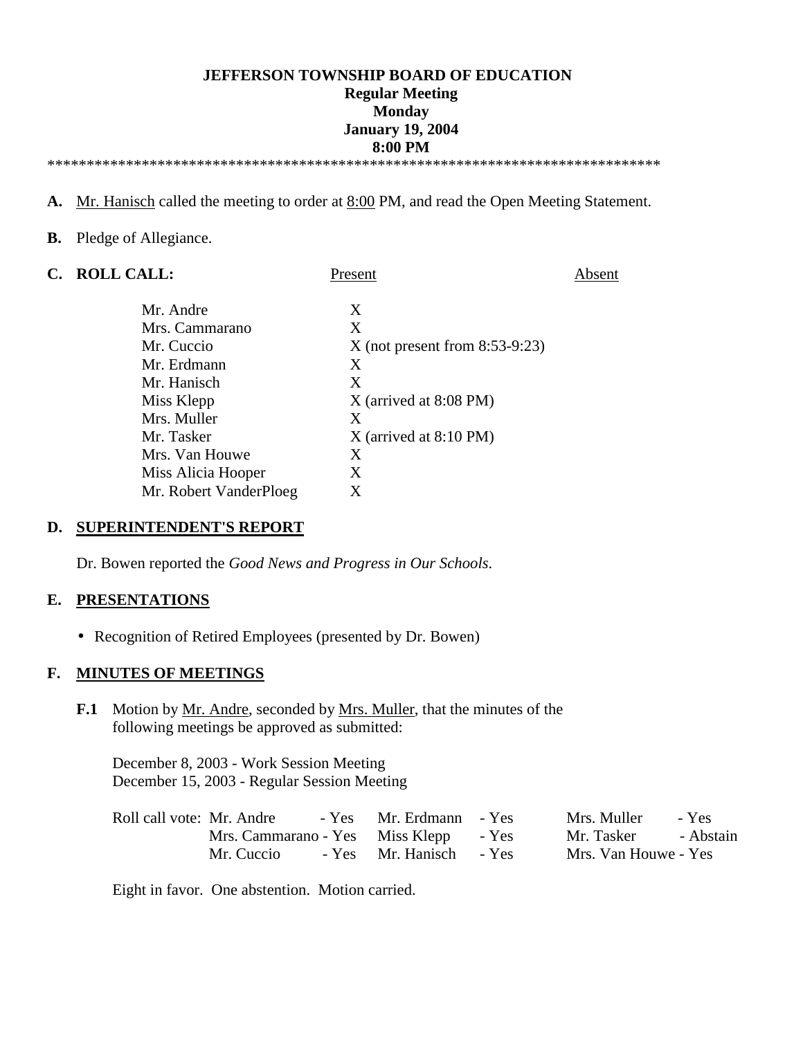**JEFFERSON TOWNSHIP BOARD OF EDUCATION**
**Regular Meeting**
**Monday**
**January 19, 2004**
**8:00 PM**

*******************************************************************************

**A.** Mr. Hanisch called the meeting to order at 8:00 PM, and read the Open Meeting Statement.

**B.** Pledge of Allegiance.

**C. ROLL CALL:**

| | Present | Absent |
|---|---|---|
| Mr. Andre | X | |
| Mrs. Cammarano | X | |
| Mr. Cuccio | X (not present from 8:53-9:23) | |
| Mr. Erdmann | X | |
| Mr. Hanisch | X | |
| Miss Klepp | X (arrived at 8:08 PM) | |
| Mrs. Muller | X | |
| Mr. Tasker | X (arrived at 8:10 PM) | |
| Mrs. Van Houwe | X | |
| Miss Alicia Hooper | X | |
| Mr. Robert VanderPloeg | X | |

**D. SUPERINTENDENT'S REPORT**

Dr. Bowen reported the *Good News and Progress in Our Schools.*

**E. PRESENTATIONS**

- Recognition of Retired Employees (presented by Dr. Bowen)

**F. MINUTES OF MEETINGS**

**F.1** Motion by Mr. Andre, seconded by Mrs. Muller, that the minutes of the following meetings be approved as submitted:

December 8, 2003 - Work Session Meeting
December 15, 2003 - Regular Session Meeting

Roll call vote:

| | | |
|---|---|---|
| Mr. Andre - Yes | Mr. Erdmann - Yes | Mrs. Muller - Yes |
| Mrs. Cammarano - Yes | Miss Klepp - Yes | Mr. Tasker - Abstain |
| Mr. Cuccio - Yes | Mr. Hanisch - Yes | Mrs. Van Houwe - Yes |

Eight in favor. One abstention. Motion carried.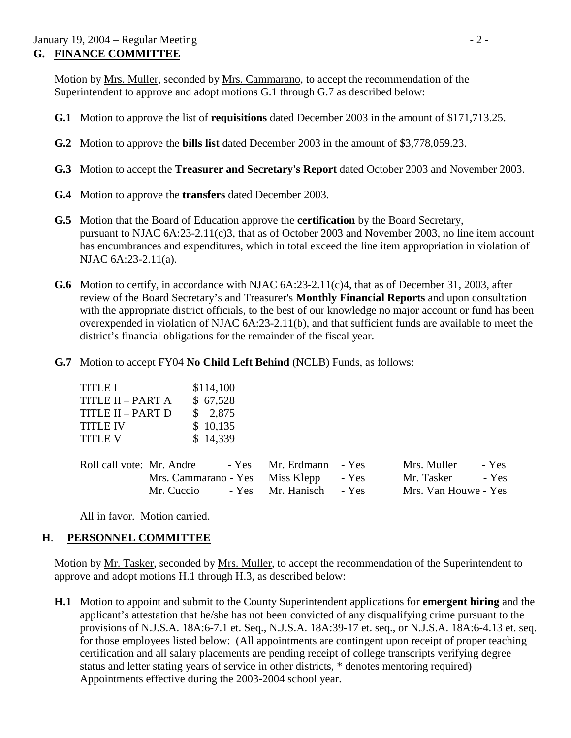## G. FINANCE COMMITTEE

Motion by Mrs. Muller, seconded by Mrs. Cammarano, to accept the recommendation of the Superintendent to approve and adopt motions G.1 through G.7 as described below:

**G.1** Motion to approve the list of **requisitions** dated December 2003 in the amount of $171,713.25.

**G.2** Motion to approve the **bills list** dated December 2003 in the amount of $3,778,059.23.

**G.3** Motion to accept the **Treasurer and Secretary's Report** dated October 2003 and November 2003.

**G.4** Motion to approve the **transfers** dated December 2003.

**G.5** Motion that the Board of Education approve the **certification** by the Board Secretary, pursuant to NJAC 6A:23-2.11(c)3, that as of October 2003 and November 2003, no line item account has encumbrances and expenditures, which in total exceed the line item appropriation in violation of NJAC 6A:23-2.11(a).

**G.6** Motion to certify, in accordance with NJAC 6A:23-2.11(c)4, that as of December 31, 2003, after review of the Board Secretary's and Treasurer's **Monthly Financial Reports** and upon consultation with the appropriate district officials, to the best of our knowledge no major account or fund has been overexpended in violation of NJAC 6A:23-2.11(b), and that sufficient funds are available to meet the district's financial obligations for the remainder of the fiscal year.

**G.7** Motion to accept FY04 **No Child Left Behind** (NCLB) Funds, as follows:

| | |
|---|---|
| TITLE I | $114,100 |
| TITLE II – PART A | $ 67,528 |
| TITLE II – PART D | $ 2,875 |
| TITLE IV | $ 10,135 |
| TITLE V | $ 14,339 |

Roll call vote:

| | | |
|---|---|---|
| Mr. Andre - Yes | Mr. Erdmann - Yes | Mrs. Muller - Yes |
| Mrs. Cammarano - Yes | Miss Klepp - Yes | Mr. Tasker - Yes |
| Mr. Cuccio - Yes | Mr. Hanisch - Yes | Mrs. Van Houwe - Yes |

All in favor. Motion carried.

## H. PERSONNEL COMMITTEE

Motion by Mr. Tasker, seconded by Mrs. Muller, to accept the recommendation of the Superintendent to approve and adopt motions H.1 through H.3, as described below:

**H.1** Motion to appoint and submit to the County Superintendent applications for **emergent hiring** and the applicant's attestation that he/she has not been convicted of any disqualifying crime pursuant to the provisions of N.J.S.A. 18A:6-7.1 et. Seq., N.J.S.A. 18A:39-17 et. seq., or N.J.S.A. 18A:6-4.13 et. seq. for those employees listed below: (All appointments are contingent upon receipt of proper teaching certification and all salary placements are pending receipt of college transcripts verifying degree status and letter stating years of service in other districts, * denotes mentoring required) Appointments effective during the 2003-2004 school year.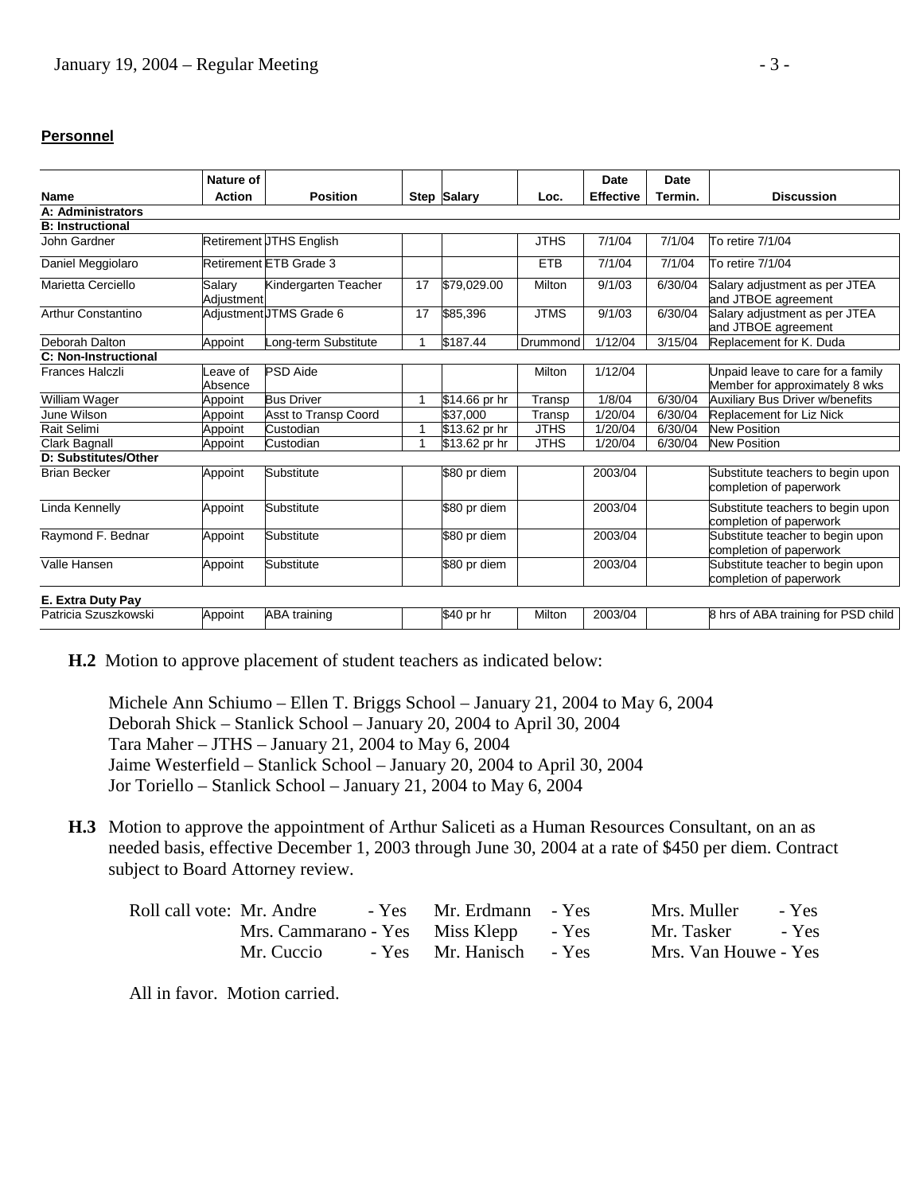**Personnel**

| Name | Nature of Action | Position | Step | Salary | Loc. | Date Effective | Date Termin. | Discussion |
|---|---|---|---|---|---|---|---|---|
| **A: Administrators** | | | | | | | | |
| **B: Instructional** | | | | | | | | |
| John Gardner | Retirement | JTHS English | | | JTHS | 7/1/04 | 7/1/04 | To retire 7/1/04 |
| Daniel Meggiolaro | Retirement | ETB Grade 3 | | | ETB | 7/1/04 | 7/1/04 | To retire 7/1/04 |
| Marietta Cerciello | Salary Adjustment | Kindergarten Teacher | 17 | $79,029.00 | Milton | 9/1/03 | 6/30/04 | Salary adjustment as per JTEA and JTBOE agreement |
| Arthur Constantino | Adjustment | JTMS Grade 6 | 17 | $85,396 | JTMS | 9/1/03 | 6/30/04 | Salary adjustment as per JTEA and JTBOE agreement |
| Deborah Dalton | Appoint | Long-term Substitute | 1 | $187.44 | Drummond | 1/12/04 | 3/15/04 | Replacement for K. Duda |
| **C: Non-Instructional** | | | | | | | | |
| Frances Halczli | Leave of Absence | PSD Aide | | | Milton | 1/12/04 | | Unpaid leave to care for a family Member for approximately 8 wks |
| William Wager | Appoint | Bus Driver | 1 | $14.66 pr hr | Transp | 1/8/04 | 6/30/04 | Auxiliary Bus Driver w/benefits |
| June Wilson | Appoint | Asst to Transp Coord | | $37,000 | Transp | 1/20/04 | 6/30/04 | Replacement for Liz Nick |
| Rait Selimi | Appoint | Custodian | 1 | $13.62 pr hr | JTHS | 1/20/04 | 6/30/04 | New Position |
| Clark Bagnall | Appoint | Custodian | 1 | $13.62 pr hr | JTHS | 1/20/04 | 6/30/04 | New Position |
| **D: Substitutes/Other** | | | | | | | | |
| Brian Becker | Appoint | Substitute | | $80 pr diem | | 2003/04 | | Substitute teachers to begin upon completion of paperwork |
| Linda Kennelly | Appoint | Substitute | | $80 pr diem | | 2003/04 | | Substitute teachers to begin upon completion of paperwork |
| Raymond F. Bednar | Appoint | Substitute | | $80 pr diem | | 2003/04 | | Substitute teacher to begin upon completion of paperwork |
| Valle Hansen | Appoint | Substitute | | $80 pr diem | | 2003/04 | | Substitute teacher to begin upon completion of paperwork |
| **E. Extra Duty Pay** | | | | | | | | |
| Patricia Szuszkowski | Appoint | ABA training | | $40 pr hr | Milton | 2003/04 | | 8 hrs of ABA training for PSD child |

**H.2** Motion to approve placement of student teachers as indicated below:

Michele Ann Schiumo – Ellen T. Briggs School – January 21, 2004 to May 6, 2004
Deborah Shick – Stanlick School – January 20, 2004 to April 30, 2004
Tara Maher – JTHS – January 21, 2004 to May 6, 2004
Jaime Westerfield – Stanlick School – January 20, 2004 to April 30, 2004
Jor Toriello – Stanlick School – January 21, 2004 to May 6, 2004

**H.3** Motion to approve the appointment of Arthur Saliceti as a Human Resources Consultant, on an as needed basis, effective December 1, 2003 through June 30, 2004 at a rate of $450 per diem. Contract subject to Board Attorney review.

Roll call vote: Mr. Andre - Yes, Mr. Erdmann - Yes, Mrs. Muller - Yes
Mrs. Cammarano - Yes, Miss Klepp - Yes, Mr. Tasker - Yes
Mr. Cuccio - Yes, Mr. Hanisch - Yes, Mrs. Van Houwe - Yes

All in favor. Motion carried.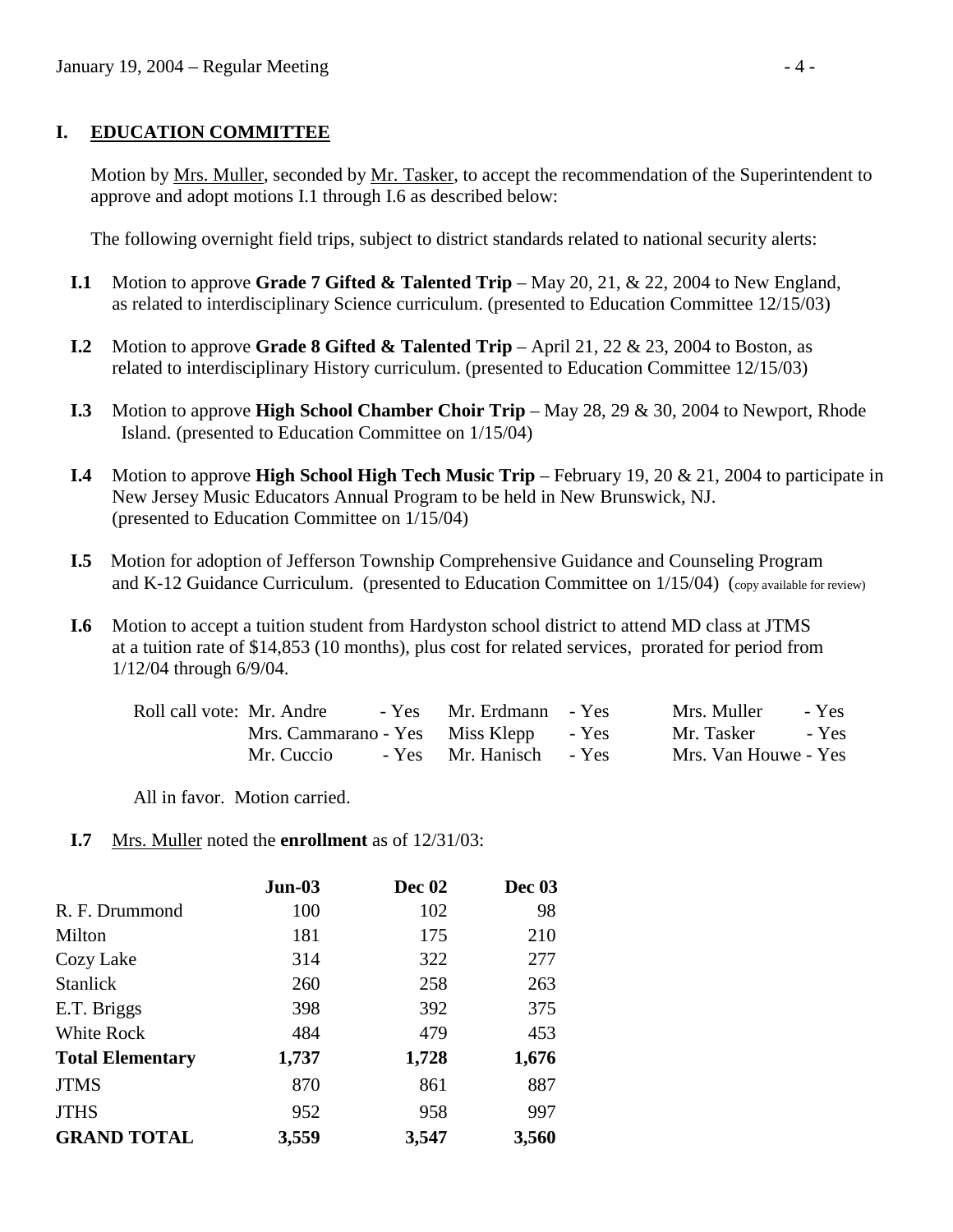## I. EDUCATION COMMITTEE

Motion by Mrs. Muller, seconded by Mr. Tasker, to accept the recommendation of the Superintendent to approve and adopt motions I.1 through I.6 as described below:

The following overnight field trips, subject to district standards related to national security alerts:

**I.1** Motion to approve **Grade 7 Gifted & Talented Trip** – May 20, 21, & 22, 2004 to New England, as related to interdisciplinary Science curriculum. (presented to Education Committee 12/15/03)

**I.2** Motion to approve **Grade 8 Gifted & Talented Trip** – April 21, 22 & 23, 2004 to Boston, as related to interdisciplinary History curriculum. (presented to Education Committee 12/15/03)

**I.3** Motion to approve **High School Chamber Choir Trip** – May 28, 29 & 30, 2004 to Newport, Rhode Island. (presented to Education Committee on 1/15/04)

**I.4** Motion to approve **High School High Tech Music Trip** – February 19, 20 & 21, 2004 to participate in New Jersey Music Educators Annual Program to be held in New Brunswick, NJ. (presented to Education Committee on 1/15/04)

**I.5** Motion for adoption of Jefferson Township Comprehensive Guidance and Counseling Program and K-12 Guidance Curriculum. (presented to Education Committee on 1/15/04) (copy available for review)

**I.6** Motion to accept a tuition student from Hardyston school district to attend MD class at JTMS at a tuition rate of $14,853 (10 months), plus cost for related services, prorated for period from 1/12/04 through 6/9/04.

Roll call vote: Mr. Andre - Yes, Mr. Erdmann - Yes, Mrs. Muller - Yes, Mrs. Cammarano - Yes, Miss Klepp - Yes, Mr. Tasker - Yes, Mr. Cuccio - Yes, Mr. Hanisch - Yes, Mrs. Van Houwe - Yes

All in favor. Motion carried.

**I.7** Mrs. Muller noted the **enrollment** as of 12/31/03:

| | **Jun-03** | **Dec 02** | **Dec 03** |
|---|---|---|---|
| R. F. Drummond | 100 | 102 | 98 |
| Milton | 181 | 175 | 210 |
| Cozy Lake | 314 | 322 | 277 |
| Stanlick | 260 | 258 | 263 |
| E.T. Briggs | 398 | 392 | 375 |
| White Rock | 484 | 479 | 453 |
| **Total Elementary** | **1,737** | **1,728** | **1,676** |
| JTMS | 870 | 861 | 887 |
| JTHS | 952 | 958 | 997 |
| **GRAND TOTAL** | **3,559** | **3,547** | **3,560** |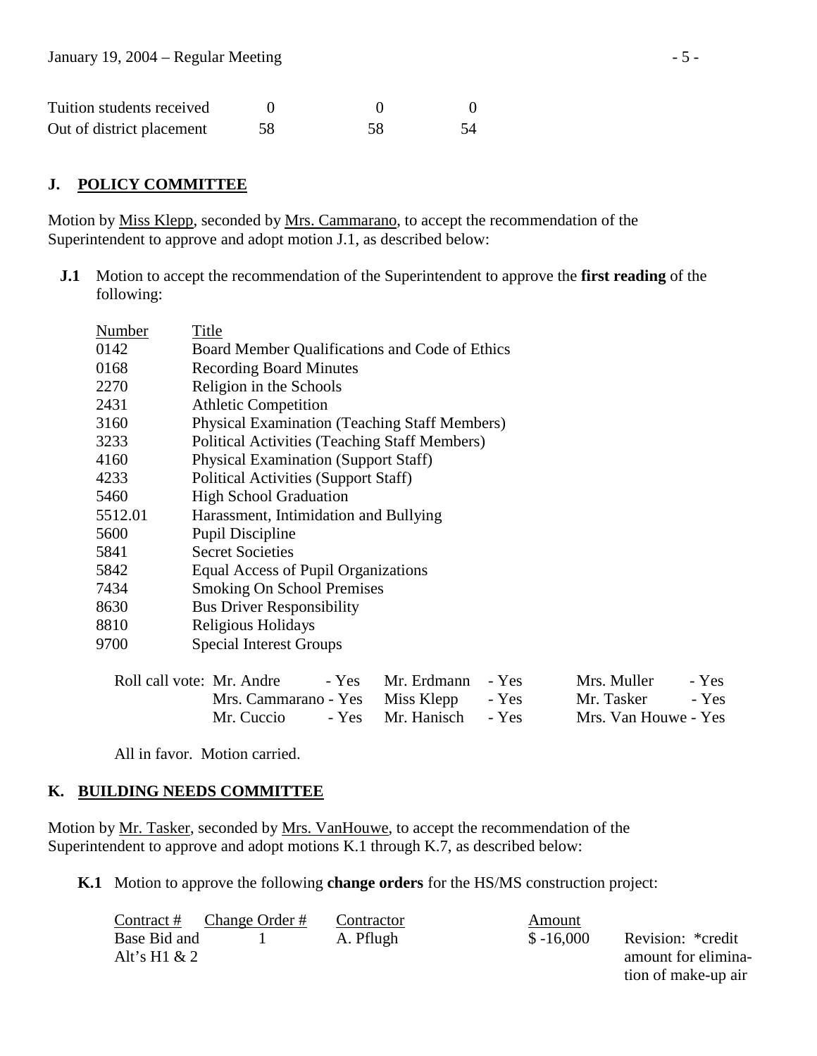| | | | |
|---|---|---|---|
| Tuition students received | 0 | 0 | 0 |
| Out of district placement | 58 | 58 | 54 |

## J. POLICY COMMITTEE

Motion by Miss Klepp, seconded by Mrs. Cammarano, to accept the recommendation of the Superintendent to approve and adopt motion J.1, as described below:

**J.1** Motion to accept the recommendation of the Superintendent to approve the **first reading** of the following:

| Number | Title |
|---|---|
| 0142 | Board Member Qualifications and Code of Ethics |
| 0168 | Recording Board Minutes |
| 2270 | Religion in the Schools |
| 2431 | Athletic Competition |
| 3160 | Physical Examination (Teaching Staff Members) |
| 3233 | Political Activities (Teaching Staff Members) |
| 4160 | Physical Examination (Support Staff) |
| 4233 | Political Activities (Support Staff) |
| 5460 | High School Graduation |
| 5512.01 | Harassment, Intimidation and Bullying |
| 5600 | Pupil Discipline |
| 5841 | Secret Societies |
| 5842 | Equal Access of Pupil Organizations |
| 7434 | Smoking On School Premises |
| 8630 | Bus Driver Responsibility |
| 8810 | Religious Holidays |
| 9700 | Special Interest Groups |

Roll call vote: Mr. Andre - Yes, Mr. Erdmann - Yes, Mrs. Muller - Yes, Mrs. Cammarano - Yes, Miss Klepp - Yes, Mr. Tasker - Yes, Mr. Cuccio - Yes, Mr. Hanisch - Yes, Mrs. Van Houwe - Yes

All in favor. Motion carried.

## K. BUILDING NEEDS COMMITTEE

Motion by Mr. Tasker, seconded by Mrs. VanHouwe, to accept the recommendation of the Superintendent to approve and adopt motions K.1 through K.7, as described below:

**K.1** Motion to approve the following **change orders** for the HS/MS construction project:

| Contract # | Change Order # | Contractor | Amount | |
|---|---|---|---|---|
| Base Bid and Alt's H1 & 2 | 1 | A. Pflugh | $ -16,000 | Revision: *credit amount for elimination of make-up air |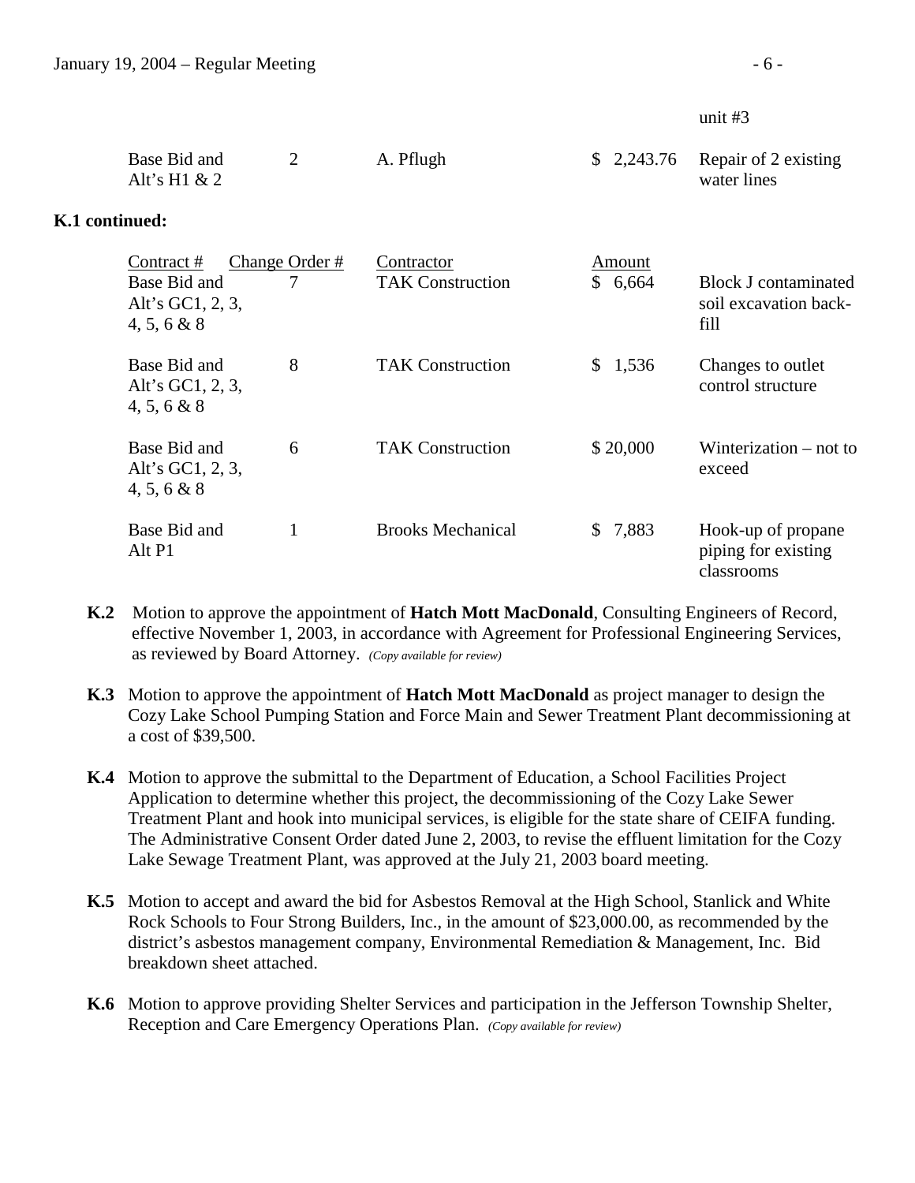| | | | | unit #3 |
|---|---|---|---|---|
| Base Bid and Alt's H1 & 2 | 2 | A. Pflugh | $ 2,243.76 | Repair of 2 existing water lines |

**K.1 continued:**

| Contract # | Change Order # | Contractor | Amount | |
|---|---|---|---|---|
| Base Bid and Alt's GC1, 2, 3, 4, 5, 6 & 8 | 7 | TAK Construction | $ 6,664 | Block J contaminated soil excavation back-fill |
| Base Bid and Alt's GC1, 2, 3, 4, 5, 6 & 8 | 8 | TAK Construction | $ 1,536 | Changes to outlet control structure |
| Base Bid and Alt's GC1, 2, 3, 4, 5, 6 & 8 | 6 | TAK Construction | $ 20,000 | Winterization – not to exceed |
| Base Bid and Alt P1 | 1 | Brooks Mechanical | $ 7,883 | Hook-up of propane piping for existing classrooms |

**K.2** Motion to approve the appointment of **Hatch Mott MacDonald**, Consulting Engineers of Record, effective November 1, 2003, in accordance with Agreement for Professional Engineering Services, as reviewed by Board Attorney. *(Copy available for review)*

**K.3** Motion to approve the appointment of **Hatch Mott MacDonald** as project manager to design the Cozy Lake School Pumping Station and Force Main and Sewer Treatment Plant decommissioning at a cost of $39,500.

**K.4** Motion to approve the submittal to the Department of Education, a School Facilities Project Application to determine whether this project, the decommissioning of the Cozy Lake Sewer Treatment Plant and hook into municipal services, is eligible for the state share of CEIFA funding. The Administrative Consent Order dated June 2, 2003, to revise the effluent limitation for the Cozy Lake Sewage Treatment Plant, was approved at the July 21, 2003 board meeting.

**K.5** Motion to accept and award the bid for Asbestos Removal at the High School, Stanlick and White Rock Schools to Four Strong Builders, Inc., in the amount of $23,000.00, as recommended by the district's asbestos management company, Environmental Remediation & Management, Inc. Bid breakdown sheet attached.

**K.6** Motion to approve providing Shelter Services and participation in the Jefferson Township Shelter, Reception and Care Emergency Operations Plan. *(Copy available for review)*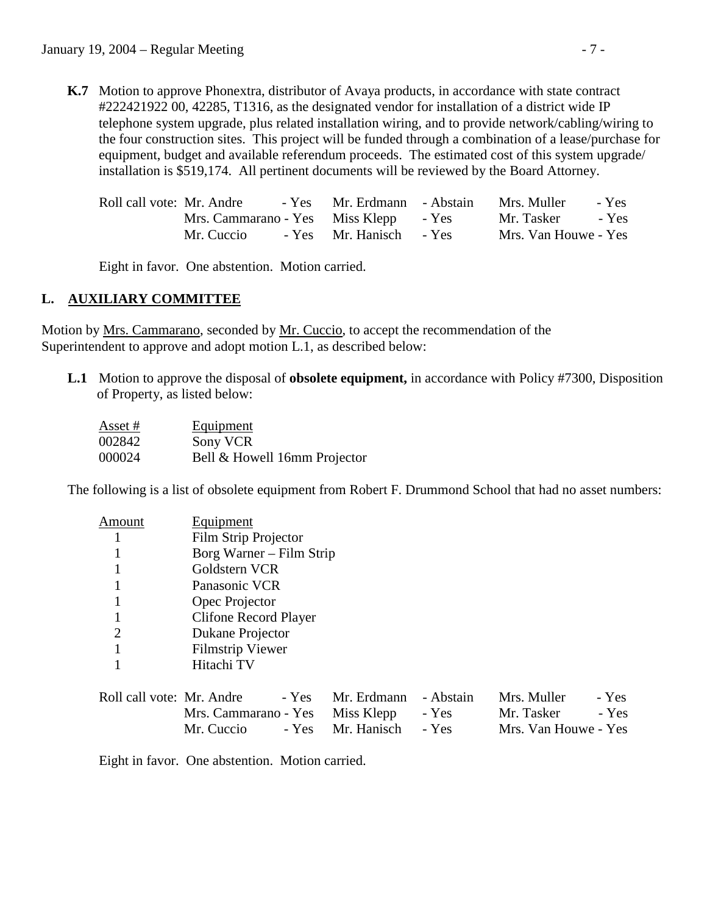**K.7** Motion to approve Phonextra, distributor of Avaya products, in accordance with state contract #222421922 00, 42285, T1316, as the designated vendor for installation of a district wide IP telephone system upgrade, plus related installation wiring, and to provide network/cabling/wiring to the four construction sites. This project will be funded through a combination of a lease/purchase for equipment, budget and available referendum proceeds. The estimated cost of this system upgrade/ installation is $519,174. All pertinent documents will be reviewed by the Board Attorney.

| Roll call vote: | | | |
|---|---|---|---|
| | Mr. Andre - Yes | Mr. Erdmann - Abstain | Mrs. Muller - Yes |
| | Mrs. Cammarano - Yes | Miss Klepp - Yes | Mr. Tasker - Yes |
| | Mr. Cuccio - Yes | Mr. Hanisch - Yes | Mrs. Van Houwe - Yes |

Eight in favor. One abstention. Motion carried.

## L. AUXILIARY COMMITTEE

Motion by Mrs. Cammarano, seconded by Mr. Cuccio, to accept the recommendation of the Superintendent to approve and adopt motion L.1, as described below:

**L.1** Motion to approve the disposal of **obsolete equipment,** in accordance with Policy #7300, Disposition of Property, as listed below:

| Asset # | Equipment |
|---|---|
| 002842 | Sony VCR |
| 000024 | Bell & Howell 16mm Projector |

The following is a list of obsolete equipment from Robert F. Drummond School that had no asset numbers:

| Amount | Equipment |
|---|---|
| 1 | Film Strip Projector |
| 1 | Borg Warner – Film Strip |
| 1 | Goldstern VCR |
| 1 | Panasonic VCR |
| 1 | Opec Projector |
| 1 | Clifone Record Player |
| 2 | Dukane Projector |
| 1 | Filmstrip Viewer |
| 1 | Hitachi TV |

| Roll call vote: | | | |
|---|---|---|---|
| | Mr. Andre - Yes | Mr. Erdmann - Abstain | Mrs. Muller - Yes |
| | Mrs. Cammarano - Yes | Miss Klepp - Yes | Mr. Tasker - Yes |
| | Mr. Cuccio - Yes | Mr. Hanisch - Yes | Mrs. Van Houwe - Yes |

Eight in favor. One abstention. Motion carried.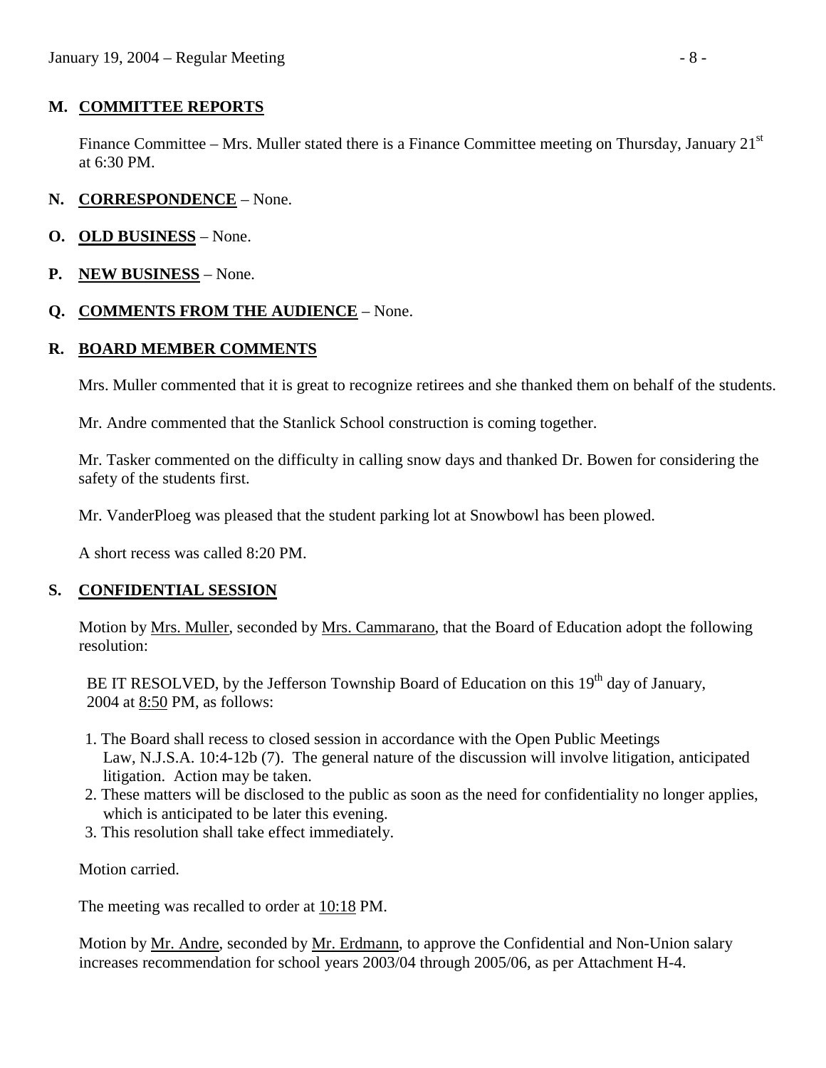**M. COMMITTEE REPORTS**

Finance Committee – Mrs. Muller stated there is a Finance Committee meeting on Thursday, January 21st at 6:30 PM.

**N. CORRESPONDENCE** – None.

**O. OLD BUSINESS** – None.

**P. NEW BUSINESS** – None.

**Q. COMMENTS FROM THE AUDIENCE** – None.

**R. BOARD MEMBER COMMENTS**

Mrs. Muller commented that it is great to recognize retirees and she thanked them on behalf of the students.

Mr. Andre commented that the Stanlick School construction is coming together.

Mr. Tasker commented on the difficulty in calling snow days and thanked Dr. Bowen for considering the safety of the students first.

Mr. VanderPloeg was pleased that the student parking lot at Snowbowl has been plowed.

A short recess was called 8:20 PM.

**S. CONFIDENTIAL SESSION**

Motion by Mrs. Muller, seconded by Mrs. Cammarano, that the Board of Education adopt the following resolution:

BE IT RESOLVED, by the Jefferson Township Board of Education on this 19th day of January, 2004 at 8:50 PM, as follows:

1. The Board shall recess to closed session in accordance with the Open Public Meetings Law, N.J.S.A. 10:4-12b (7). The general nature of the discussion will involve litigation, anticipated litigation. Action may be taken.
2. These matters will be disclosed to the public as soon as the need for confidentiality no longer applies, which is anticipated to be later this evening.
3. This resolution shall take effect immediately.

Motion carried.

The meeting was recalled to order at 10:18 PM.

Motion by Mr. Andre, seconded by Mr. Erdmann, to approve the Confidential and Non-Union salary increases recommendation for school years 2003/04 through 2005/06, as per Attachment H-4.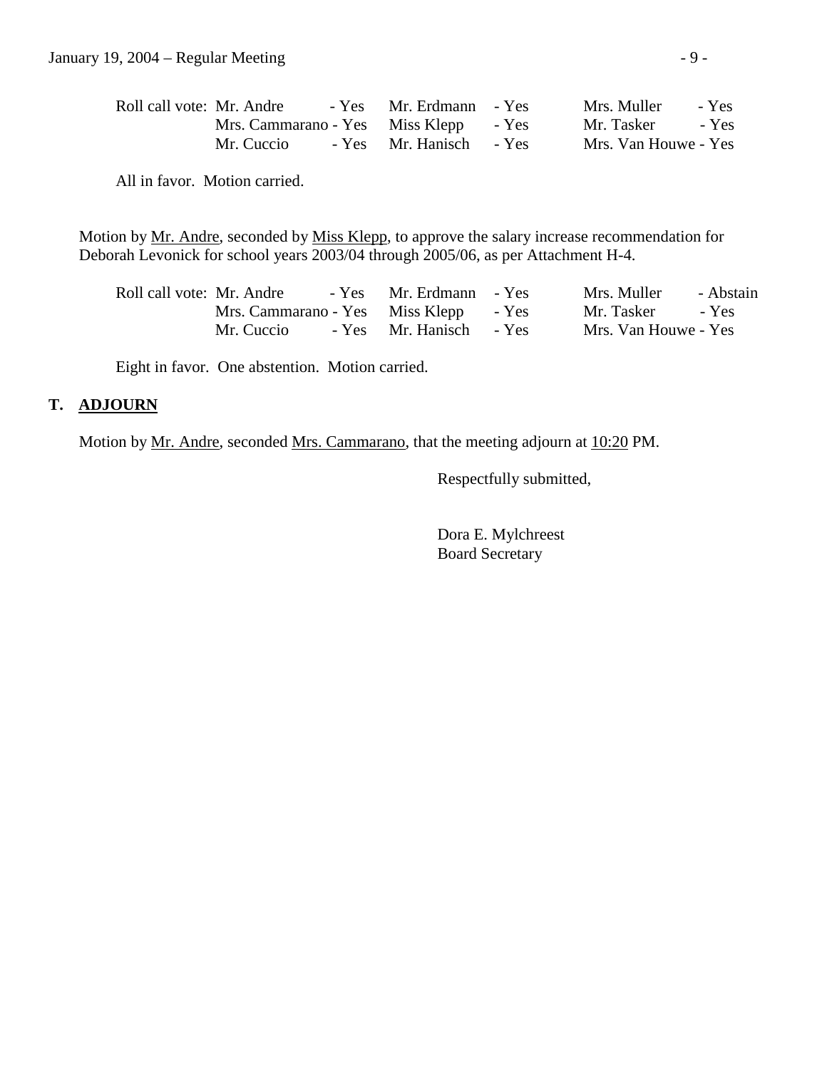| | | | |
|---|---|---|---|
| Roll call vote: | Mr. Andre - Yes | Mr. Erdmann - Yes | Mrs. Muller - Yes |
| | Mrs. Cammarano - Yes | Miss Klepp - Yes | Mr. Tasker - Yes |
| | Mr. Cuccio - Yes | Mr. Hanisch - Yes | Mrs. Van Houwe - Yes |

All in favor. Motion carried.

Motion by Mr. Andre, seconded by Miss Klepp, to approve the salary increase recommendation for Deborah Levonick for school years 2003/04 through 2005/06, as per Attachment H-4.

| | | | |
|---|---|---|---|
| Roll call vote: | Mr. Andre - Yes | Mr. Erdmann - Yes | Mrs. Muller - Abstain |
| | Mrs. Cammarano - Yes | Miss Klepp - Yes | Mr. Tasker - Yes |
| | Mr. Cuccio - Yes | Mr. Hanisch - Yes | Mrs. Van Houwe - Yes |

Eight in favor. One abstention. Motion carried.

## T. ADJOURN

Motion by Mr. Andre, seconded Mrs. Cammarano, that the meeting adjourn at 10:20 PM.

Respectfully submitted,

Dora E. Mylchreest
Board Secretary